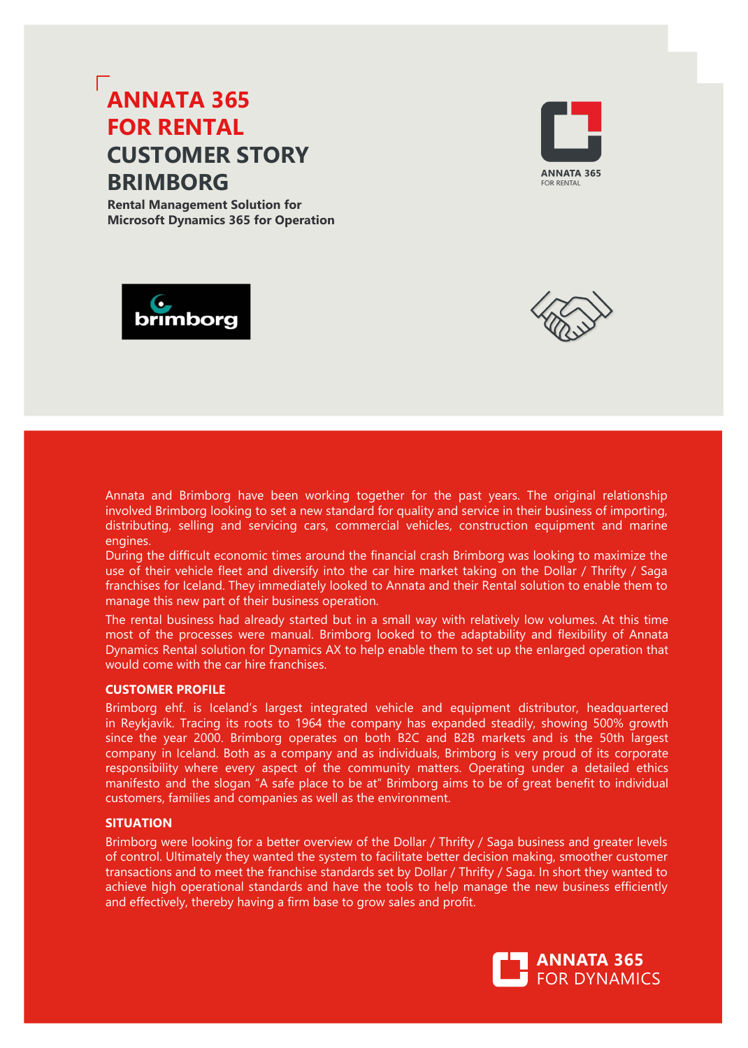# ANNATA 365 FOR RENTAL CUSTOMER STORY BRIMBORG

**Rental Management Solution for Microsoft Dynamics 365 for Operation**

Annata and Brimborg have been working together for the past years. The original relationship involved Brimborg looking to set a new standard for quality and service in their business of importing, distributing, selling and servicing cars, commercial vehicles, construction equipment and marine engines.

During the difficult economic times around the financial crash Brimborg was looking to maximize the use of their vehicle fleet and diversify into the car hire market taking on the Dollar / Thrifty / Saga franchises for Iceland. They immediately looked to Annata and their Rental solution to enable them to manage this new part of their business operation.

The rental business had already started but in a small way with relatively low volumes. At this time most of the processes were manual. Brimborg looked to the adaptability and flexibility of Annata Dynamics Rental solution for Dynamics AX to help enable them to set up the enlarged operation that would come with the car hire franchises.

## CUSTOMER PROFILE

Brimborg ehf. is Iceland's largest integrated vehicle and equipment distributor, headquartered in Reykjavík. Tracing its roots to 1964 the company has expanded steadily, showing 500% growth since the year 2000. Brimborg operates on both B2C and B2B markets and is the 50th largest company in Iceland. Both as a company and as individuals, Brimborg is very proud of its corporate responsibility where every aspect of the community matters. Operating under a detailed ethics manifesto and the slogan "A safe place to be at" Brimborg aims to be of great benefit to individual customers, families and companies as well as the environment.

## SITUATION

Brimborg were looking for a better overview of the Dollar / Thrifty / Saga business and greater levels of control. Ultimately they wanted the system to facilitate better decision making, smoother customer transactions and to meet the franchise standards set by Dollar / Thrifty / Saga. In short they wanted to achieve high operational standards and have the tools to help manage the new business efficiently and effectively, thereby having a firm base to grow sales and profit.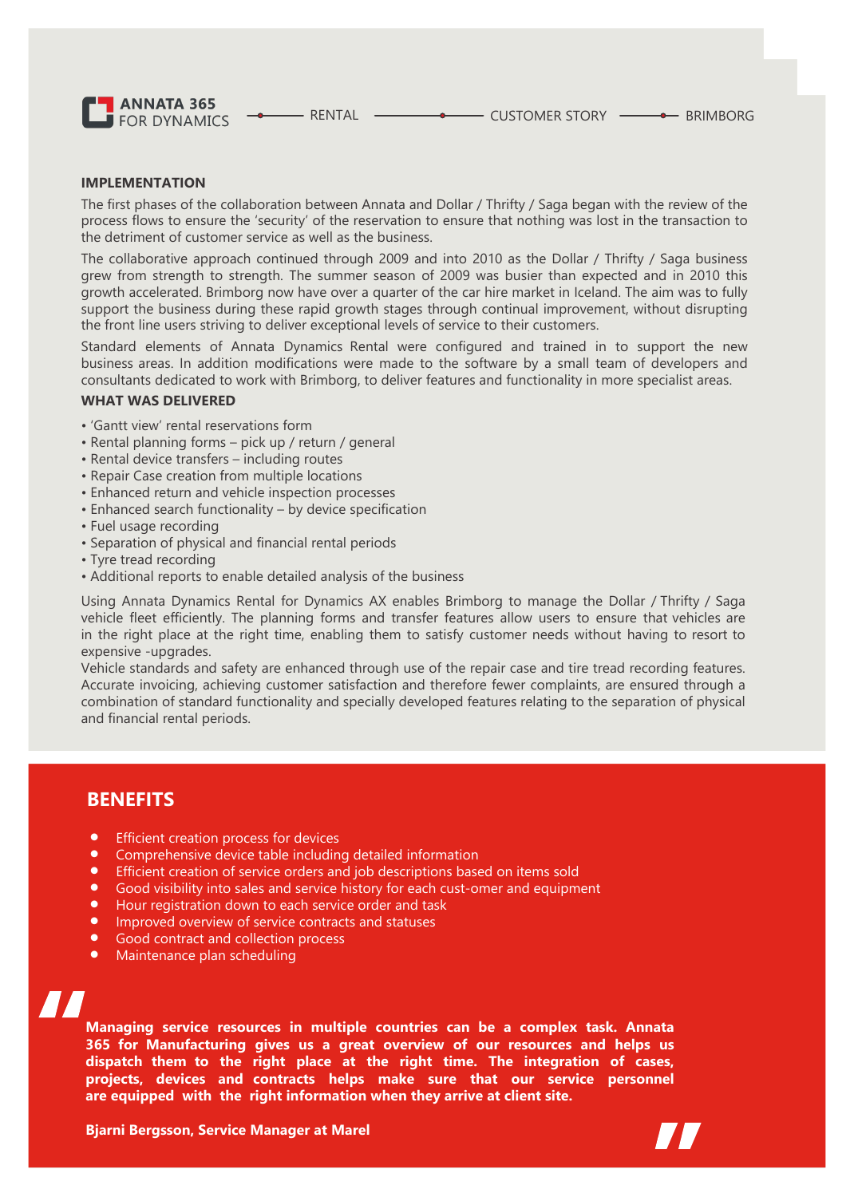## IMPLEMENTATION

The first phases of the collaboration between Annata and Dollar / Thrifty / Saga began with the review of the process flows to ensure the 'security' of the reservation to ensure that nothing was lost in the transaction to the detriment of customer service as well as the business.

The collaborative approach continued through 2009 and into 2010 as the Dollar / Thrifty / Saga business grew from strength to strength. The summer season of 2009 was busier than expected and in 2010 this growth accelerated. Brimborg now have over a quarter of the car hire market in Iceland. The aim was to fully support the business during these rapid growth stages through continual improvement, without disrupting the front line users striving to deliver exceptional levels of service to their customers.

Standard elements of Annata Dynamics Rental were configured and trained in to support the new business areas. In addition modifications were made to the software by a small team of developers and consultants dedicated to work with Brimborg, to deliver features and functionality in more specialist areas.

## WHAT WAS DELIVERED

- 'Gantt view' rental reservations form
- Rental planning forms – pick up / return / general
- Rental device transfers – including routes
- Repair Case creation from multiple locations
- Enhanced return and vehicle inspection processes
- Enhanced search functionality – by device specification
- Fuel usage recording
- Separation of physical and financial rental periods
- Tyre tread recording
- Additional reports to enable detailed analysis of the business

Using Annata Dynamics Rental for Dynamics AX enables Brimborg to manage the Dollar / Thrifty / Saga vehicle fleet efficiently. The planning forms and transfer features allow users to ensure that vehicles are in the right place at the right time, enabling them to satisfy customer needs without having to resort to expensive -upgrades.

Vehicle standards and safety are enhanced through use of the repair case and tire tread recording features. Accurate invoicing, achieving customer satisfaction and therefore fewer complaints, are ensured through a combination of standard functionality and specially developed features relating to the separation of physical and financial rental periods.

## BENEFITS

- Efficient creation process for devices
- Comprehensive device table including detailed information
- Efficient creation of service orders and job descriptions based on items sold
- Good visibility into sales and service history for each cust-omer and equipment
- Hour registration down to each service order and task
- Improved overview of service contracts and statuses
- Good contract and collection process
- Maintenance plan scheduling

> **"Managing service resources in multiple countries can be a complex task. Annata 365 for Manufacturing gives us a great overview of our resources and helps us dispatch them to the right place at the right time. The integration of cases, projects, devices and contracts helps make sure that our service personnel are equipped with the right information when they arrive at client site."**
>
> **Bjarni Bergsson, Service Manager at Marel**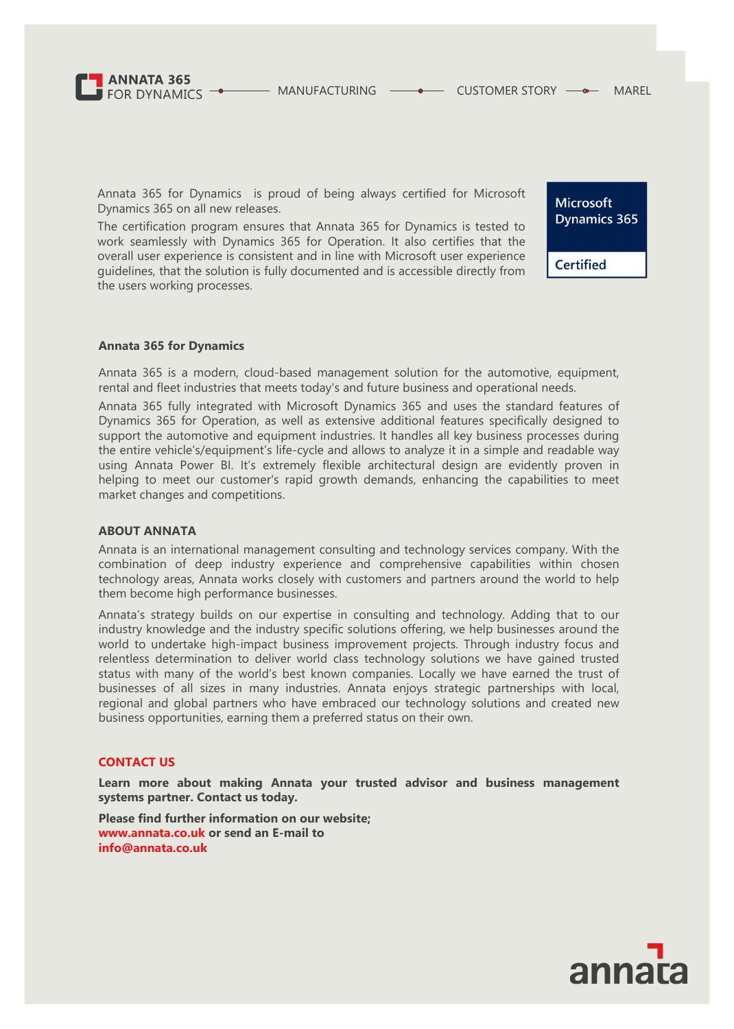Annata 365 for Dynamics is proud of being always certified for Microsoft Dynamics 365 on all new releases.

The certification program ensures that Annata 365 for Dynamics is tested to work seamlessly with Dynamics 365 for Operation. It also certifies that the overall user experience is consistent and in line with Microsoft user experience guidelines, that the solution is fully documented and is accessible directly from the users working processes.

Microsoft Dynamics 365

Certified

**Annata 365 for Dynamics**

Annata 365 is a modern, cloud-based management solution for the automotive, equipment, rental and fleet industries that meets today's and future business and operational needs.

Annata 365 fully integrated with Microsoft Dynamics 365 and uses the standard features of Dynamics 365 for Operation, as well as extensive additional features specifically designed to support the automotive and equipment industries. It handles all key business processes during the entire vehicle's/equipment's life-cycle and allows to analyze it in a simple and readable way using Annata Power BI. It's extremely flexible architectural design are evidently proven in helping to meet our customer's rapid growth demands, enhancing the capabilities to meet market changes and competitions.

**ABOUT ANNATA**

Annata is an international management consulting and technology services company. With the combination of deep industry experience and comprehensive capabilities within chosen technology areas, Annata works closely with customers and partners around the world to help them become high performance businesses.

Annata's strategy builds on our expertise in consulting and technology. Adding that to our industry knowledge and the industry specific solutions offering, we help businesses around the world to undertake high-impact business improvement projects. Through industry focus and relentless determination to deliver world class technology solutions we have gained trusted status with many of the world's best known companies. Locally we have earned the trust of businesses of all sizes in many industries. Annata enjoys strategic partnerships with local, regional and global partners who have embraced our technology solutions and created new business opportunities, earning them a preferred status on their own.

**CONTACT US**

**Learn more about making Annata your trusted advisor and business management systems partner. Contact us today.**

**Please find further information on our website; www.annata.co.uk or send an E-mail to info@annata.co.uk**